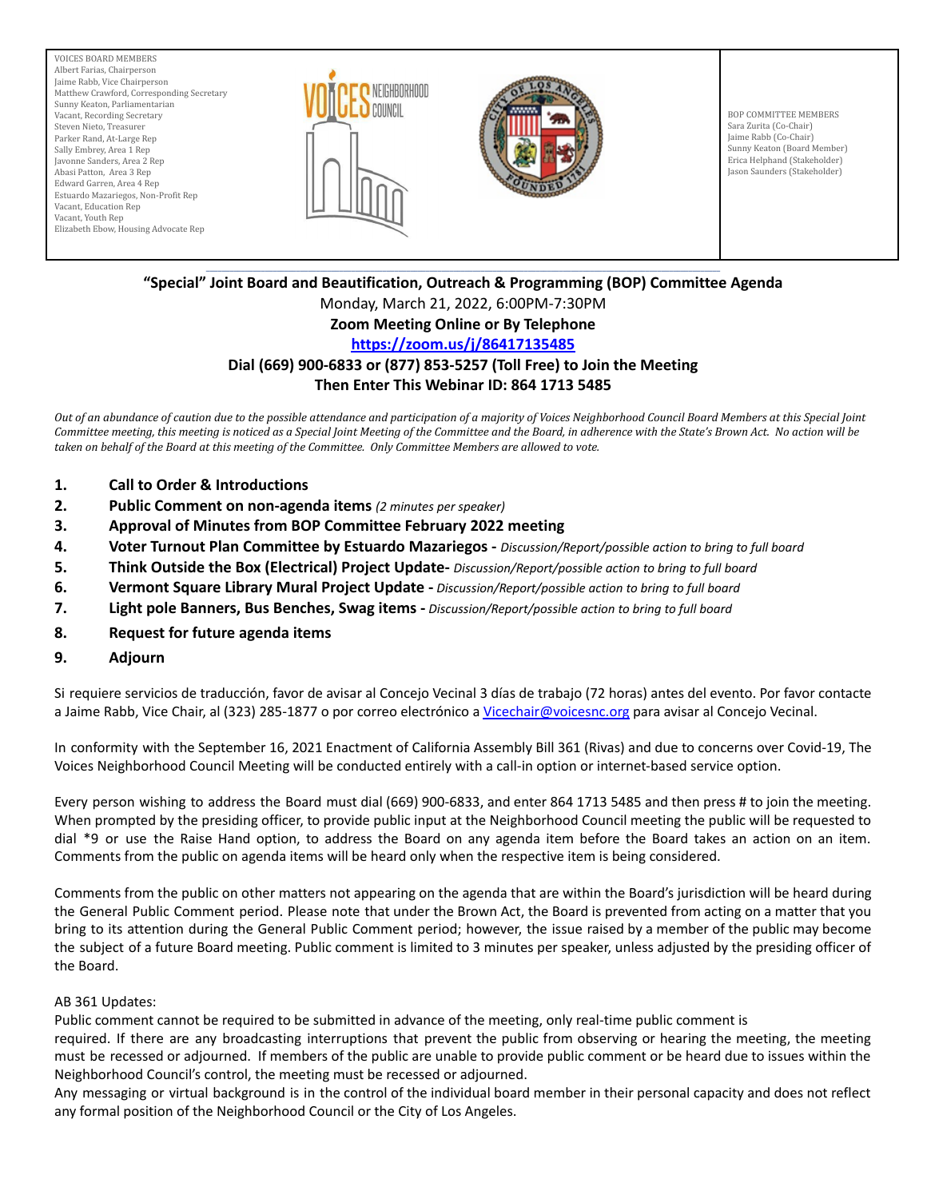VOICES BOARD MEMBERS
Albert Farias, Chairperson
Jaime Rabb, Vice Chairperson
Matthew Crawford, Corresponding Secretary
Sunny Keaton, Parliamentarian
Vacant, Recording Secretary
Steven Nieto, Treasurer
Parker Rand, At-Large Rep
Sally Embrey, Area 1 Rep
Javonne Sanders, Area 2 Rep
Abasi Patton, Area 3 Rep
Edward Garren, Area 4 Rep
Estuardo Mazariegos, Non-Profit Rep
Vacant, Education Rep
Vacant, Youth Rep
Elizabeth Ebow, Housing Advocate Rep

BOP COMMITTEE MEMBERS
Sara Zurita (Co-Chair)
Jaime Rabb (Co-Chair)
Sunny Keaton (Board Member)
Erica Helphand (Stakeholder)
Jason Saunders (Stakeholder)

## "Special" Joint Board and Beautification, Outreach & Programming (BOP) Committee Agenda

Monday, March 21, 2022, 6:00PM-7:30PM

**Zoom Meeting Online or By Telephone**

**https://zoom.us/j/86417135485**

**Dial (669) 900-6833 or (877) 853-5257 (Toll Free) to Join the Meeting**

**Then Enter This Webinar ID: 864 1713 5485**

*Out of an abundance of caution due to the possible attendance and participation of a majority of Voices Neighborhood Council Board Members at this Special Joint Committee meeting, this meeting is noticed as a Special Joint Meeting of the Committee and the Board, in adherence with the State's Brown Act. No action will be taken on behalf of the Board at this meeting of the Committee. Only Committee Members are allowed to vote.*

1. **Call to Order & Introductions**
2. **Public Comment on non-agenda items** *(2 minutes per speaker)*
3. **Approval of Minutes from BOP Committee February 2022 meeting**
4. **Voter Turnout Plan Committee by Estuardo Mazariegos -** *Discussion/Report/possible action to bring to full board*
5. **Think Outside the Box (Electrical) Project Update-** *Discussion/Report/possible action to bring to full board*
6. **Vermont Square Library Mural Project Update -** *Discussion/Report/possible action to bring to full board*
7. **Light pole Banners, Bus Benches, Swag items -** *Discussion/Report/possible action to bring to full board*
8. **Request for future agenda items**
9. **Adjourn**

Si requiere servicios de traducción, favor de avisar al Concejo Vecinal 3 días de trabajo (72 horas) antes del evento. Por favor contacte a Jaime Rabb, Vice Chair, al (323) 285-1877 o por correo electrónico a Vicechair@voicesnc.org para avisar al Concejo Vecinal.

In conformity with the September 16, 2021 Enactment of California Assembly Bill 361 (Rivas) and due to concerns over Covid-19, The Voices Neighborhood Council Meeting will be conducted entirely with a call-in option or internet-based service option.

Every person wishing to address the Board must dial (669) 900-6833, and enter 864 1713 5485 and then press # to join the meeting. When prompted by the presiding officer, to provide public input at the Neighborhood Council meeting the public will be requested to dial *9 or use the Raise Hand option, to address the Board on any agenda item before the Board takes an action on an item. Comments from the public on agenda items will be heard only when the respective item is being considered.

Comments from the public on other matters not appearing on the agenda that are within the Board's jurisdiction will be heard during the General Public Comment period. Please note that under the Brown Act, the Board is prevented from acting on a matter that you bring to its attention during the General Public Comment period; however, the issue raised by a member of the public may become the subject of a future Board meeting. Public comment is limited to 3 minutes per speaker, unless adjusted by the presiding officer of the Board.

AB 361 Updates:

Public comment cannot be required to be submitted in advance of the meeting, only real-time public comment is required. If there are any broadcasting interruptions that prevent the public from observing or hearing the meeting, the meeting must be recessed or adjourned. If members of the public are unable to provide public comment or be heard due to issues within the Neighborhood Council's control, the meeting must be recessed or adjourned.

Any messaging or virtual background is in the control of the individual board member in their personal capacity and does not reflect any formal position of the Neighborhood Council or the City of Los Angeles.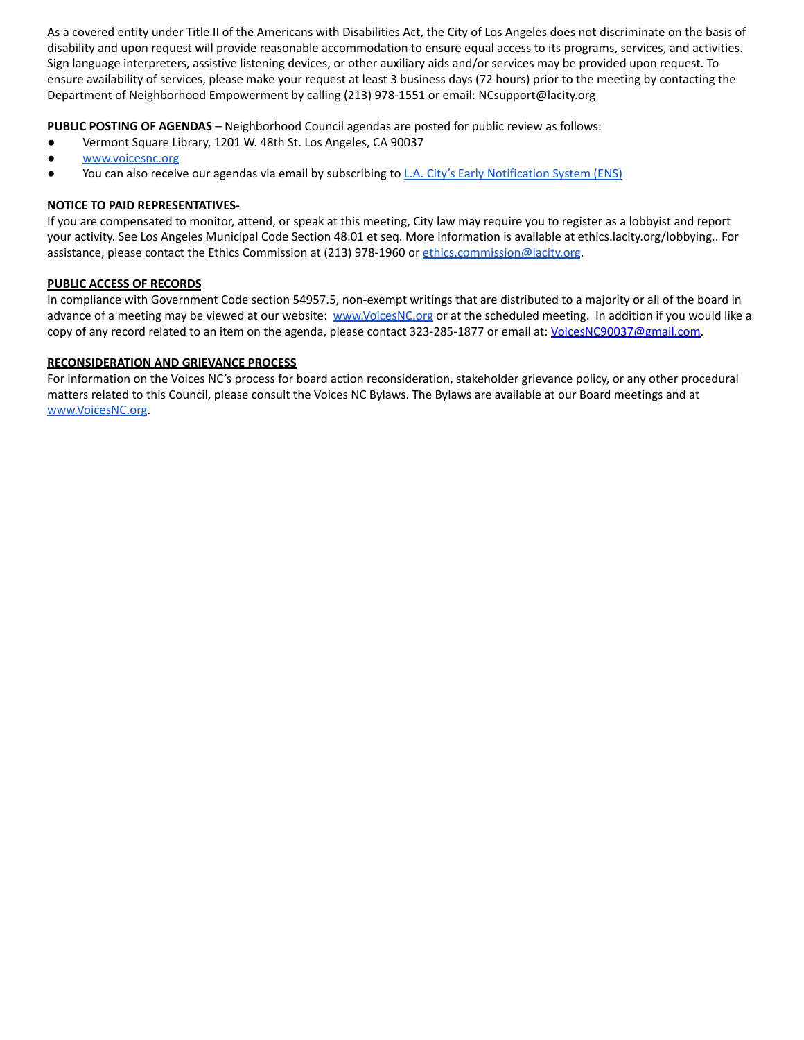As a covered entity under Title II of the Americans with Disabilities Act, the City of Los Angeles does not discriminate on the basis of disability and upon request will provide reasonable accommodation to ensure equal access to its programs, services, and activities. Sign language interpreters, assistive listening devices, or other auxiliary aids and/or services may be provided upon request. To ensure availability of services, please make your request at least 3 business days (72 hours) prior to the meeting by contacting the Department of Neighborhood Empowerment by calling (213) 978-1551 or email: NCsupport@lacity.org

**PUBLIC POSTING OF AGENDAS** – Neighborhood Council agendas are posted for public review as follows:

- Vermont Square Library, 1201 W. 48th St. Los Angeles, CA 90037
- www.voicesnc.org
- You can also receive our agendas via email by subscribing to L.A. City's Early Notification System (ENS)

**NOTICE TO PAID REPRESENTATIVES-**

If you are compensated to monitor, attend, or speak at this meeting, City law may require you to register as a lobbyist and report your activity. See Los Angeles Municipal Code Section 48.01 et seq. More information is available at ethics.lacity.org/lobbying.. For assistance, please contact the Ethics Commission at (213) 978-1960 or ethics.commission@lacity.org.

**PUBLIC ACCESS OF RECORDS**

In compliance with Government Code section 54957.5, non-exempt writings that are distributed to a majority or all of the board in advance of a meeting may be viewed at our website: www.VoicesNC.org or at the scheduled meeting. In addition if you would like a copy of any record related to an item on the agenda, please contact 323-285-1877 or email at: VoicesNC90037@gmail.com.

**RECONSIDERATION AND GRIEVANCE PROCESS**

For information on the Voices NC's process for board action reconsideration, stakeholder grievance policy, or any other procedural matters related to this Council, please consult the Voices NC Bylaws. The Bylaws are available at our Board meetings and at www.VoicesNC.org.